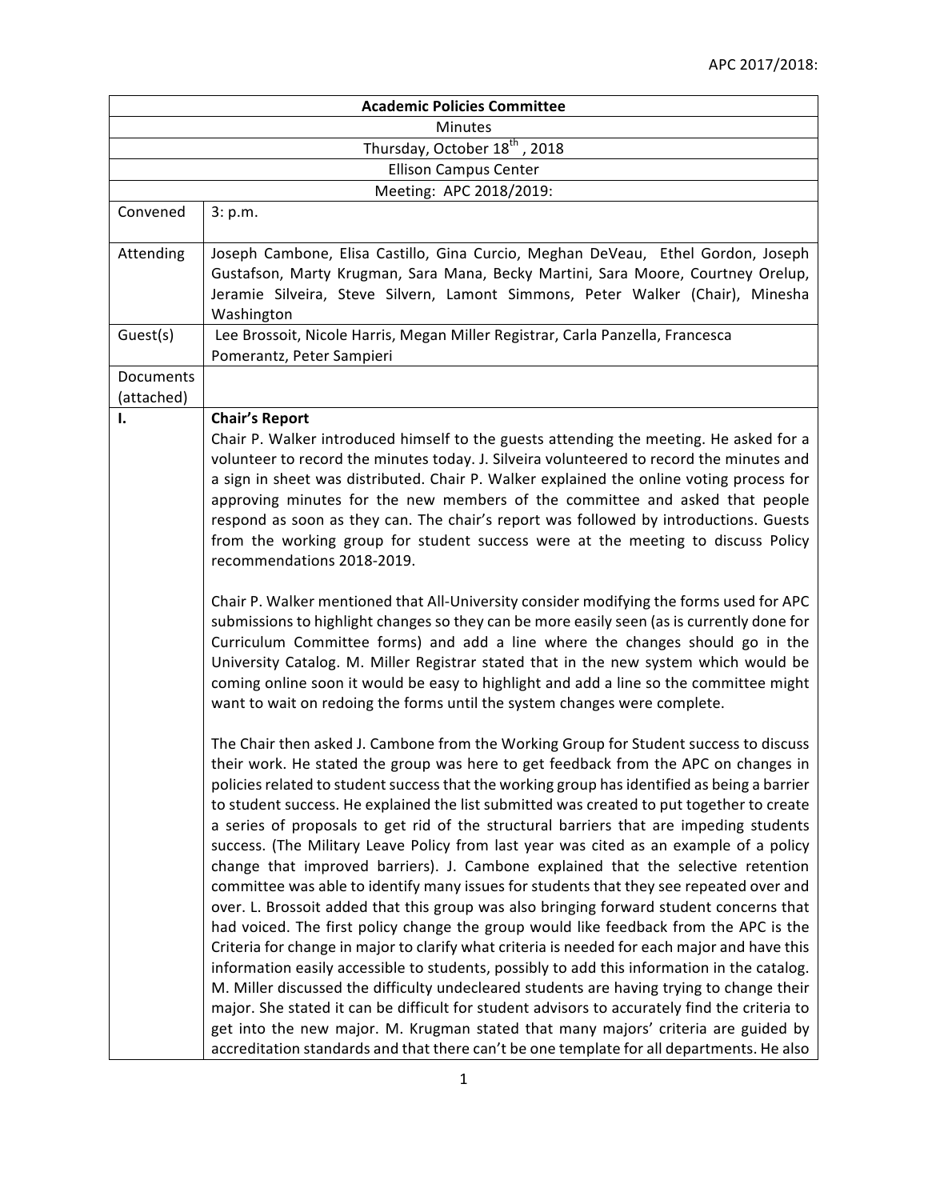| Academic Policies Committee | |
|---|---|
| Minutes | |
| Thursday, October 18th , 2018 | |
| Ellison Campus Center | |
| Meeting: APC 2018/2019: | |
| Convened | 3: p.m. |
| Attending | Joseph Cambone, Elisa Castillo, Gina Curcio, Meghan DeVeau, Ethel Gordon, Joseph Gustafson, Marty Krugman, Sara Mana, Becky Martini, Sara Moore, Courtney Orelup, Jeramie Silveira, Steve Silvern, Lamont Simmons, Peter Walker (Chair), Minesha Washington |
| Guest(s) | Lee Brossoit, Nicole Harris, Megan Miller Registrar, Carla Panzella, Francesca Pomerantz, Peter Sampieri |
| Documents (attached) | |
| I. | **Chair's Report** |

Chair P. Walker introduced himself to the guests attending the meeting. He asked for a volunteer to record the minutes today. J. Silveira volunteered to record the minutes and a sign in sheet was distributed. Chair P. Walker explained the online voting process for approving minutes for the new members of the committee and asked that people respond as soon as they can. The chair's report was followed by introductions. Guests from the working group for student success were at the meeting to discuss Policy recommendations 2018-2019.

Chair P. Walker mentioned that All-University consider modifying the forms used for APC submissions to highlight changes so they can be more easily seen (as is currently done for Curriculum Committee forms) and add a line where the changes should go in the University Catalog. M. Miller Registrar stated that in the new system which would be coming online soon it would be easy to highlight and add a line so the committee might want to wait on redoing the forms until the system changes were complete.

The Chair then asked J. Cambone from the Working Group for Student success to discuss their work. He stated the group was here to get feedback from the APC on changes in policies related to student success that the working group has identified as being a barrier to student success. He explained the list submitted was created to put together to create a series of proposals to get rid of the structural barriers that are impeding students success. (The Military Leave Policy from last year was cited as an example of a policy change that improved barriers). J. Cambone explained that the selective retention committee was able to identify many issues for students that they see repeated over and over. L. Brossoit added that this group was also bringing forward student concerns that had voiced. The first policy change the group would like feedback from the APC is the Criteria for change in major to clarify what criteria is needed for each major and have this information easily accessible to students, possibly to add this information in the catalog. M. Miller discussed the difficulty undecleared students are having trying to change their major. She stated it can be difficult for student advisors to accurately find the criteria to get into the new major. M. Krugman stated that many majors' criteria are guided by accreditation standards and that there can't be one template for all departments. He also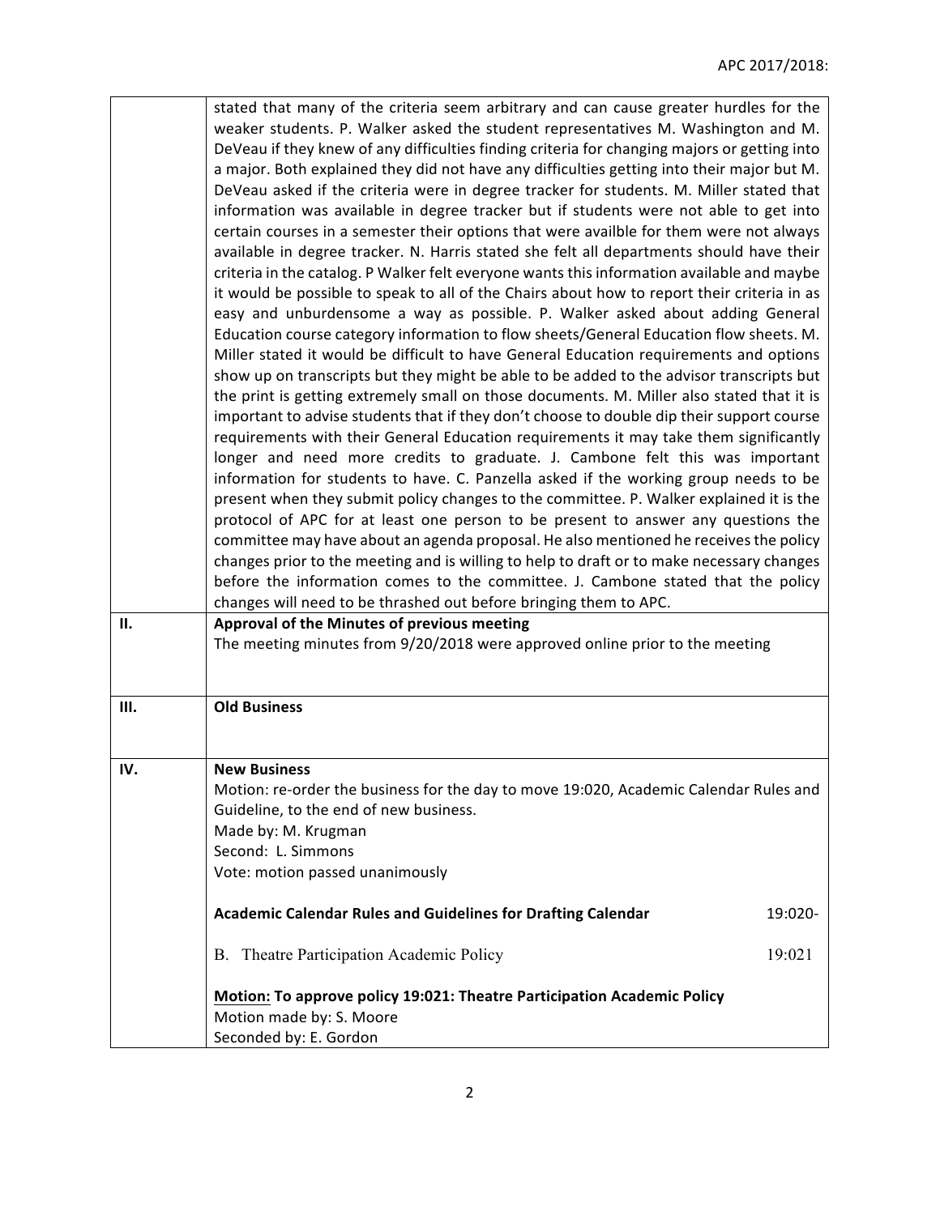| | |
|---|---|
| | stated that many of the criteria seem arbitrary and can cause greater hurdles for the weaker students. P. Walker asked the student representatives M. Washington and M. DeVeau if they knew of any difficulties finding criteria for changing majors or getting into a major. Both explained they did not have any difficulties getting into their major but M. DeVeau asked if the criteria were in degree tracker for students. M. Miller stated that information was available in degree tracker but if students were not able to get into certain courses in a semester their options that were availble for them were not always available in degree tracker. N. Harris stated she felt all departments should have their criteria in the catalog. P Walker felt everyone wants this information available and maybe it would be possible to speak to all of the Chairs about how to report their criteria in as easy and unburdensome a way as possible. P. Walker asked about adding General Education course category information to flow sheets/General Education flow sheets. M. Miller stated it would be difficult to have General Education requirements and options show up on transcripts but they might be able to be added to the advisor transcripts but the print is getting extremely small on those documents. M. Miller also stated that it is important to advise students that if they don't choose to double dip their support course requirements with their General Education requirements it may take them significantly longer and need more credits to graduate. J. Cambone felt this was important information for students to have. C. Panzella asked if the working group needs to be present when they submit policy changes to the committee. P. Walker explained it is the protocol of APC for at least one person to be present to answer any questions the committee may have about an agenda proposal. He also mentioned he receives the policy changes prior to the meeting and is willing to help to draft or to make necessary changes before the information comes to the committee. J. Cambone stated that the policy changes will need to be thrashed out before bringing them to APC. |
| **II.** | **Approval of the Minutes of previous meeting**<br>The meeting minutes from 9/20/2018 were approved online prior to the meeting |
| **III.** | **Old Business** |
| **IV.** | **New Business**<br>Motion: re-order the business for the day to move 19:020, Academic Calendar Rules and Guideline, to the end of new business.<br>Made by: M. Krugman<br>Second: L. Simmons<br>Vote: motion passed unanimously<br><br>**Academic Calendar Rules and Guidelines for Drafting Calendar** 19:020-<br><br>B. Theatre Participation Academic Policy 19:021<br><br>**<u>Motion:</u> To approve policy 19:021: Theatre Participation Academic Policy**<br>Motion made by: S. Moore<br>Seconded by: E. Gordon |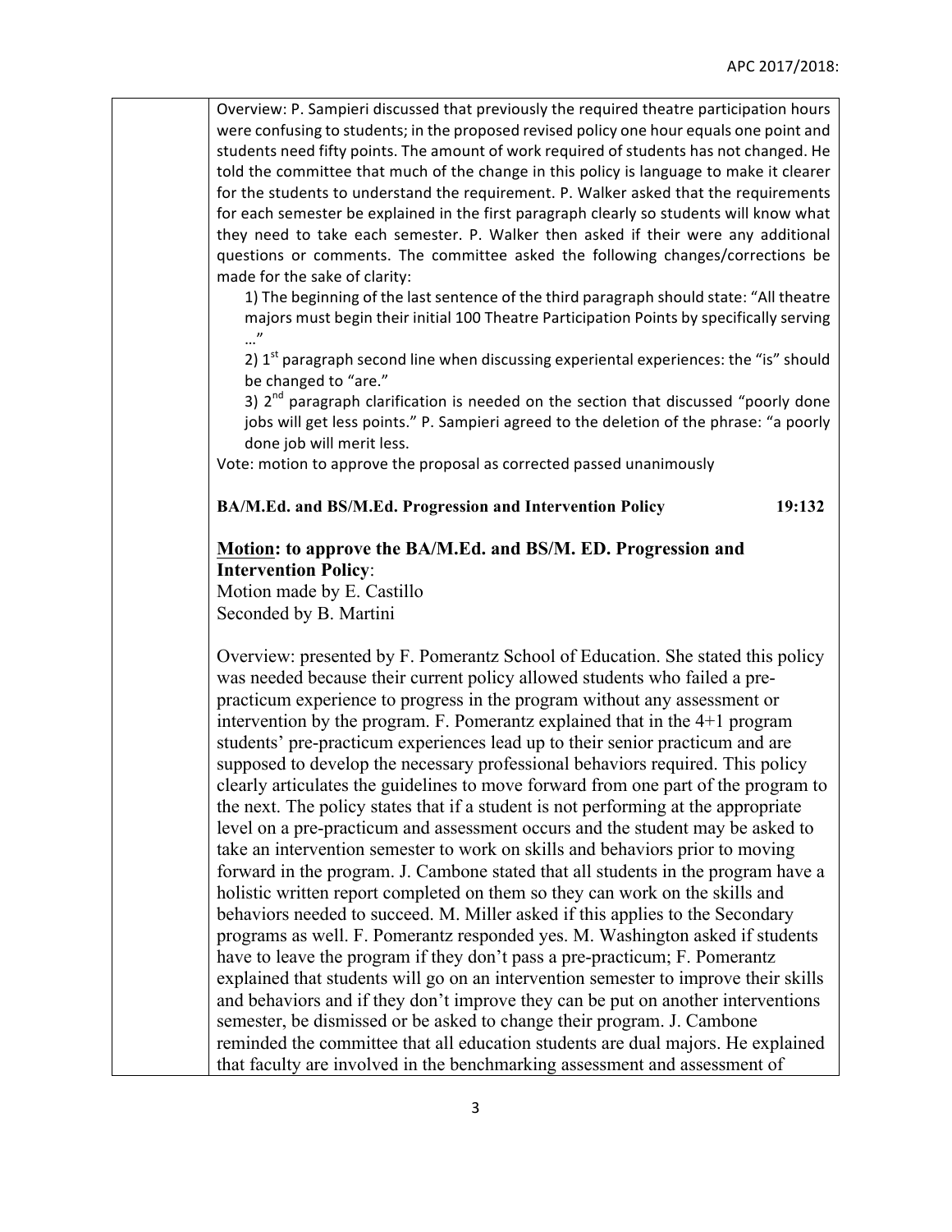Overview: P. Sampieri discussed that previously the required theatre participation hours were confusing to students; in the proposed revised policy one hour equals one point and students need fifty points. The amount of work required of students has not changed. He told the committee that much of the change in this policy is language to make it clearer for the students to understand the requirement. P. Walker asked that the requirements for each semester be explained in the first paragraph clearly so students will know what they need to take each semester. P. Walker then asked if their were any additional questions or comments. The committee asked the following changes/corrections be made for the sake of clarity:

1) The beginning of the last sentence of the third paragraph should state: "All theatre majors must begin their initial 100 Theatre Participation Points by specifically serving …"
2) 1st paragraph second line when discussing experiental experiences: the "is" should be changed to "are."
3) 2nd paragraph clarification is needed on the section that discussed "poorly done jobs will get less points." P. Sampieri agreed to the deletion of the phrase: "a poorly done job will merit less.

Vote: motion to approve the proposal as corrected passed unanimously

**BA/M.Ed. and BS/M.Ed. Progression and Intervention Policy 19:132**

**Motion: to approve the BA/M.Ed. and BS/M. ED. Progression and Intervention Policy**:
Motion made by E. Castillo
Seconded by B. Martini

Overview: presented by F. Pomerantz School of Education. She stated this policy was needed because their current policy allowed students who failed a pre-practicum experience to progress in the program without any assessment or intervention by the program. F. Pomerantz explained that in the 4+1 program students' pre-practicum experiences lead up to their senior practicum and are supposed to develop the necessary professional behaviors required. This policy clearly articulates the guidelines to move forward from one part of the program to the next. The policy states that if a student is not performing at the appropriate level on a pre-practicum and assessment occurs and the student may be asked to take an intervention semester to work on skills and behaviors prior to moving forward in the program. J. Cambone stated that all students in the program have a holistic written report completed on them so they can work on the skills and behaviors needed to succeed. M. Miller asked if this applies to the Secondary programs as well. F. Pomerantz responded yes. M. Washington asked if students have to leave the program if they don't pass a pre-practicum; F. Pomerantz explained that students will go on an intervention semester to improve their skills and behaviors and if they don't improve they can be put on another interventions semester, be dismissed or be asked to change their program. J. Cambone reminded the committee that all education students are dual majors. He explained that faculty are involved in the benchmarking assessment and assessment of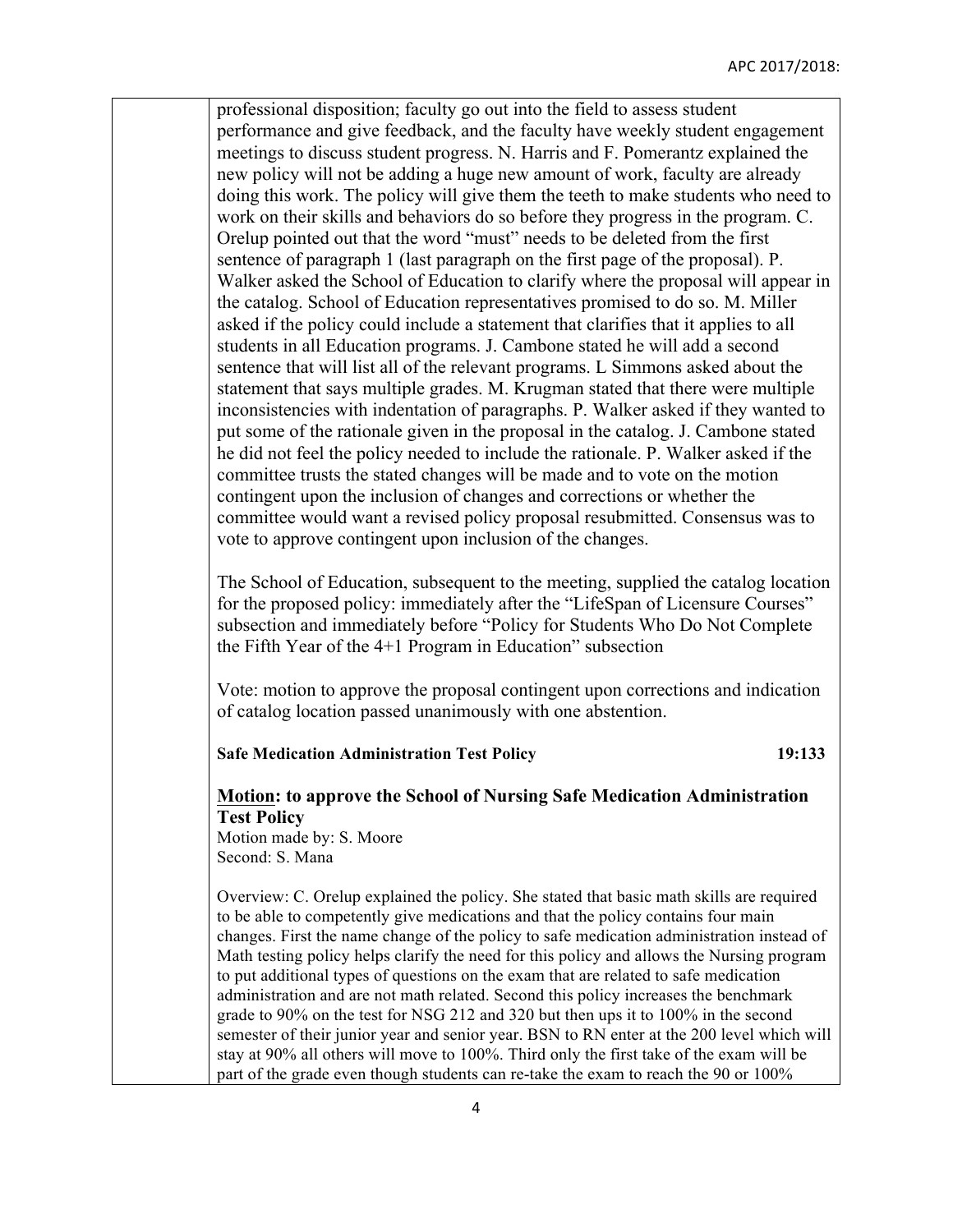professional disposition; faculty go out into the field to assess student performance and give feedback, and the faculty have weekly student engagement meetings to discuss student progress. N. Harris and F. Pomerantz explained the new policy will not be adding a huge new amount of work, faculty are already doing this work. The policy will give them the teeth to make students who need to work on their skills and behaviors do so before they progress in the program. C. Orelup pointed out that the word "must" needs to be deleted from the first sentence of paragraph 1 (last paragraph on the first page of the proposal). P. Walker asked the School of Education to clarify where the proposal will appear in the catalog. School of Education representatives promised to do so. M. Miller asked if the policy could include a statement that clarifies that it applies to all students in all Education programs. J. Cambone stated he will add a second sentence that will list all of the relevant programs. L Simmons asked about the statement that says multiple grades. M. Krugman stated that there were multiple inconsistencies with indentation of paragraphs. P. Walker asked if they wanted to put some of the rationale given in the proposal in the catalog. J. Cambone stated he did not feel the policy needed to include the rationale. P. Walker asked if the committee trusts the stated changes will be made and to vote on the motion contingent upon the inclusion of changes and corrections or whether the committee would want a revised policy proposal resubmitted. Consensus was to vote to approve contingent upon inclusion of the changes.

The School of Education, subsequent to the meeting, supplied the catalog location for the proposed policy: immediately after the "LifeSpan of Licensure Courses" subsection and immediately before "Policy for Students Who Do Not Complete the Fifth Year of the 4+1 Program in Education" subsection

Vote: motion to approve the proposal contingent upon corrections and indication of catalog location passed unanimously with one abstention.

**Safe Medication Administration Test Policy** **19:133**

**<u>Motion</u>: to approve the School of Nursing Safe Medication Administration Test Policy**
Motion made by: S. Moore
Second: S. Mana

Overview: C. Orelup explained the policy. She stated that basic math skills are required to be able to competently give medications and that the policy contains four main changes. First the name change of the policy to safe medication administration instead of Math testing policy helps clarify the need for this policy and allows the Nursing program to put additional types of questions on the exam that are related to safe medication administration and are not math related. Second this policy increases the benchmark grade to 90% on the test for NSG 212 and 320 but then ups it to 100% in the second semester of their junior year and senior year. BSN to RN enter at the 200 level which will stay at 90% all others will move to 100%. Third only the first take of the exam will be part of the grade even though students can re-take the exam to reach the 90 or 100%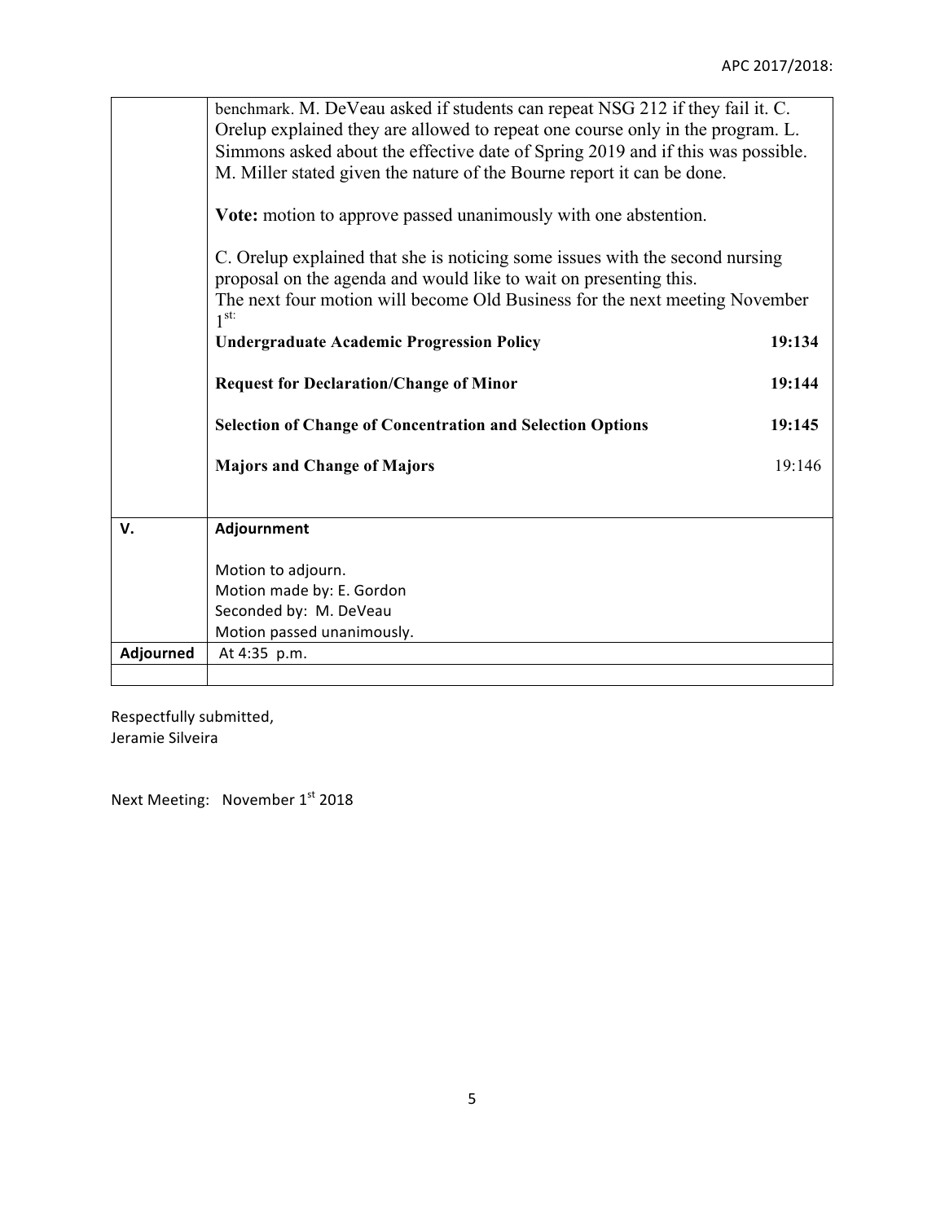| | |
|---|---|
| | benchmark. M. DeVeau asked if students can repeat NSG 212 if they fail it. C. Orelup explained they are allowed to repeat one course only in the program. L. Simmons asked about the effective date of Spring 2019 and if this was possible. M. Miller stated given the nature of the Bourne report it can be done.<br><br>**Vote:** motion to approve passed unanimously with one abstention.<br><br>C. Orelup explained that she is noticing some issues with the second nursing proposal on the agenda and would like to wait on presenting this.<br>The next four motion will become Old Business for the next meeting November 1st:<br><br>**Undergraduate Academic Progression Policy** **19:134**<br><br>**Request for Declaration/Change of Minor** **19:144**<br><br>**Selection of Change of Concentration and Selection Options** **19:145**<br><br>**Majors and Change of Majors** 19:146 |
| **V.** | **Adjournment**<br><br>Motion to adjourn.<br>Motion made by: E. Gordon<br>Seconded by: M. DeVeau<br>Motion passed unanimously. |
| **Adjourned** | At 4:35 p.m. |
| | |

Respectfully submitted,
Jeramie Silveira

Next Meeting: November 1st 2018